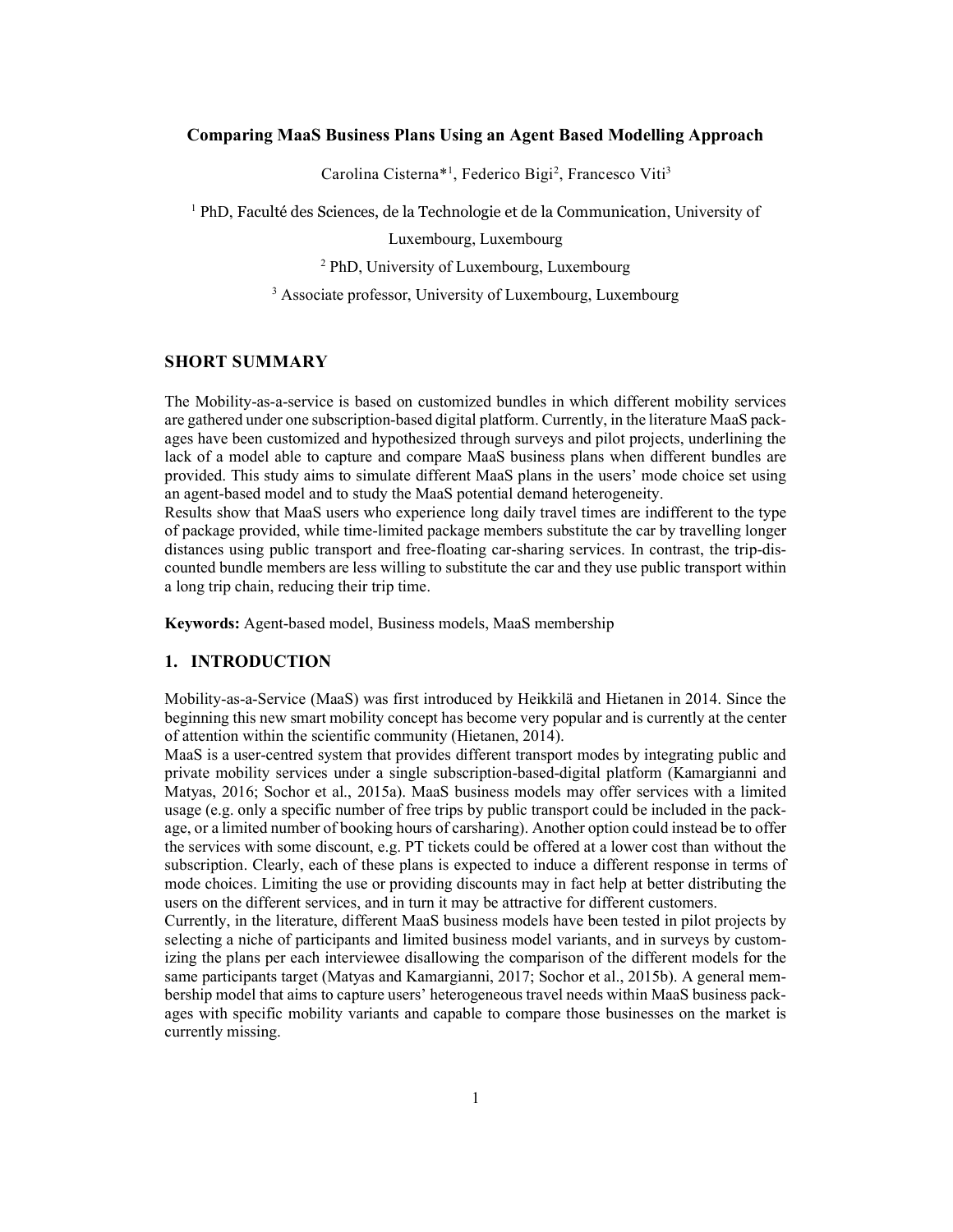# Comparing MaaS Business Plans Using an Agent Based Modelling Approach

Carolina Cisterna*[1], Federico Bigi[2], Francesco Viti[3]

[1] PhD, Faculté des Sciences, de la Technologie et de la Communication, University of Luxembourg, Luxembourg

[2] PhD, University of Luxembourg, Luxembourg

[3] Associate professor, University of Luxembourg, Luxembourg

## SHORT SUMMARY

The Mobility-as-a-service is based on customized bundles in which different mobility services are gathered under one subscription-based digital platform. Currently, in the literature MaaS packages have been customized and hypothesized through surveys and pilot projects, underlining the lack of a model able to capture and compare MaaS business plans when different bundles are provided. This study aims to simulate different MaaS plans in the users' mode choice set using an agent-based model and to study the MaaS potential demand heterogeneity.

Results show that MaaS users who experience long daily travel times are indifferent to the type of package provided, while time-limited package members substitute the car by travelling longer distances using public transport and free-floating car-sharing services. In contrast, the trip-discounted bundle members are less willing to substitute the car and they use public transport within a long trip chain, reducing their trip time.

**Keywords:** Agent-based model, Business models, MaaS membership

## 1. INTRODUCTION

Mobility-as-a-Service (MaaS) was first introduced by Heikkilä and Hietanen in 2014. Since the beginning this new smart mobility concept has become very popular and is currently at the center of attention within the scientific community (Hietanen, 2014).

MaaS is a user-centred system that provides different transport modes by integrating public and private mobility services under a single subscription-based-digital platform (Kamargianni and Matyas, 2016; Sochor et al., 2015a). MaaS business models may offer services with a limited usage (e.g. only a specific number of free trips by public transport could be included in the package, or a limited number of booking hours of carsharing). Another option could instead be to offer the services with some discount, e.g. PT tickets could be offered at a lower cost than without the subscription. Clearly, each of these plans is expected to induce a different response in terms of mode choices. Limiting the use or providing discounts may in fact help at better distributing the users on the different services, and in turn it may be attractive for different customers.

Currently, in the literature, different MaaS business models have been tested in pilot projects by selecting a niche of participants and limited business model variants, and in surveys by customizing the plans per each interviewee disallowing the comparison of the different models for the same participants target (Matyas and Kamargianni, 2017; Sochor et al., 2015b). A general membership model that aims to capture users' heterogeneous travel needs within MaaS business packages with specific mobility variants and capable to compare those businesses on the market is currently missing.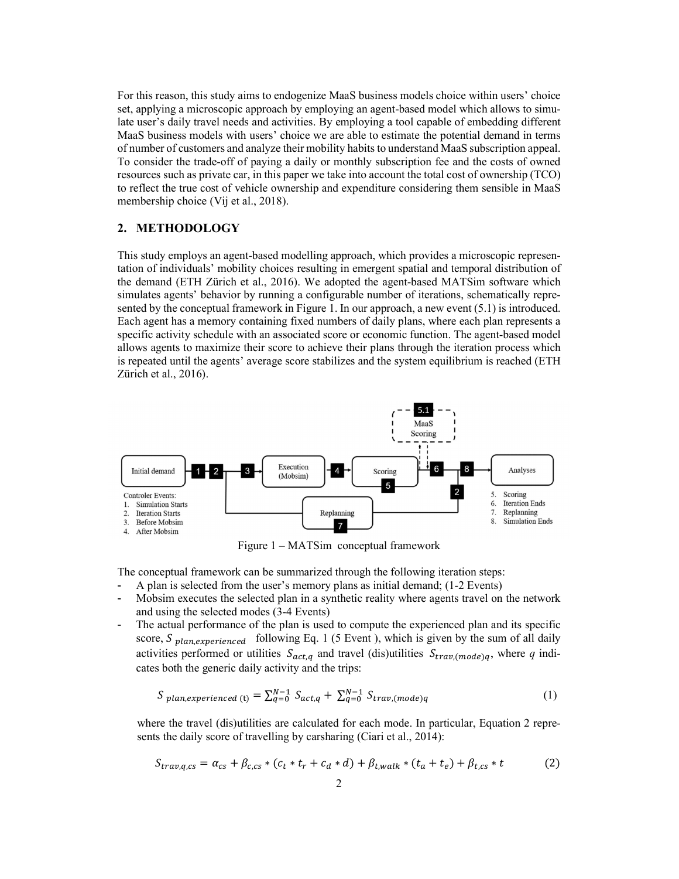For this reason, this study aims to endogenize MaaS business models choice within users' choice set, applying a microscopic approach by employing an agent-based model which allows to simulate user's daily travel needs and activities. By employing a tool capable of embedding different MaaS business models with users' choice we are able to estimate the potential demand in terms of number of customers and analyze their mobility habits to understand MaaS subscription appeal. To consider the trade-off of paying a daily or monthly subscription fee and the costs of owned resources such as private car, in this paper we take into account the total cost of ownership (TCO) to reflect the true cost of vehicle ownership and expenditure considering them sensible in MaaS membership choice (Vij et al., 2018).

## 2. METHODOLOGY

This study employs an agent-based modelling approach, which provides a microscopic representation of individuals' mobility choices resulting in emergent spatial and temporal distribution of the demand (ETH Zürich et al., 2016). We adopted the agent-based MATSim software which simulates agents' behavior by running a configurable number of iterations, schematically represented by the conceptual framework in Figure 1. In our approach, a new event (5.1) is introduced. Each agent has a memory containing fixed numbers of daily plans, where each plan represents a specific activity schedule with an associated score or economic function. The agent-based model allows agents to maximize their score to achieve their plans through the iteration process which is repeated until the agents' average score stabilizes and the system equilibrium is reached (ETH Zürich et al., 2016).

Figure 1 – MATSim conceptual framework

The conceptual framework can be summarized through the following iteration steps:

- A plan is selected from the user's memory plans as initial demand; (1-2 Events)
- Mobsim executes the selected plan in a synthetic reality where agents travel on the network and using the selected modes (3-4 Events)
- The actual performance of the plan is used to compute the experienced plan and its specific score, $S_{plan,experienced}$ following Eq. 1 (5 Event ), which is given by the sum of all daily activities performed or utilities $S_{act,q}$ and travel (dis)utilities $S_{trav,(mode)q}$, where $q$ indicates both the generic daily activity and the trips:

$$S_{plan,experienced\,(t)} = \sum_{q=0}^{N-1} S_{act,q} + \sum_{q=0}^{N-1} S_{trav,(mode)q} \tag{1}$$

  where the travel (dis)utilities are calculated for each mode. In particular, Equation 2 represents the daily score of travelling by carsharing (Ciari et al., 2014):

$$S_{trav,q,cs} = \alpha_{cs} + \beta_{c,cs} * (c_t * t_r + c_d * d) + \beta_{t,walk} * (t_a + t_e) + \beta_{t,cs} * t \tag{2}$$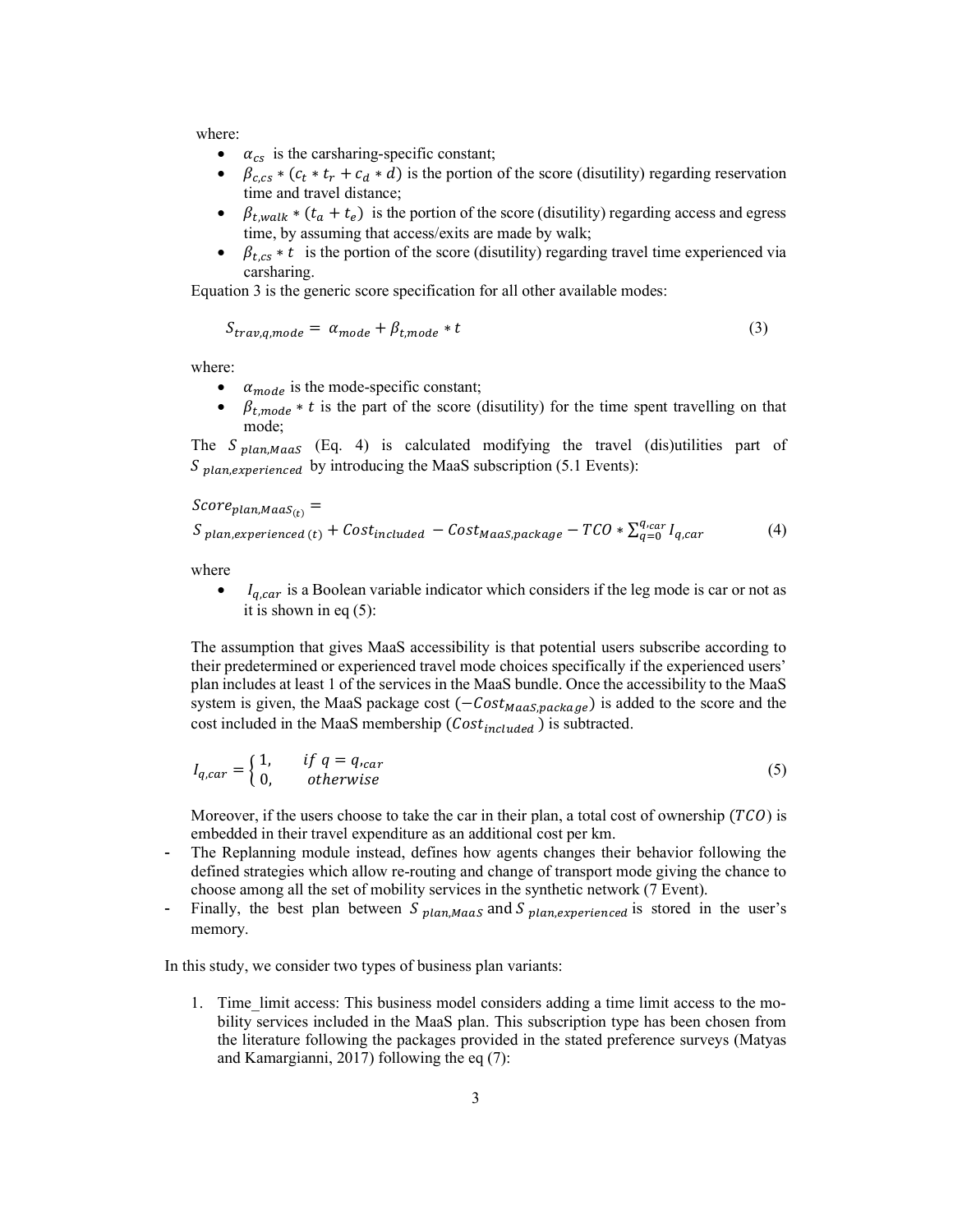where:

- $\alpha_{cs}$ is the carsharing-specific constant;
- $\beta_{c,cs} * (c_t * t_r + c_d * d)$ is the portion of the score (disutility) regarding reservation time and travel distance;
- $\beta_{t,walk} * (t_a + t_e)$ is the portion of the score (disutility) regarding access and egress time, by assuming that access/exits are made by walk;
- $\beta_{t,cs} * t$ is the portion of the score (disutility) regarding travel time experienced via carsharing.

Equation 3 is the generic score specification for all other available modes:

$$S_{trav,q,mode} = \alpha_{mode} + \beta_{t,mode} * t \tag{3}$$

where:

- $\alpha_{mode}$ is the mode-specific constant;
- $\beta_{t,mode} * t$ is the part of the score (disutility) for the time spent travelling on that mode;

The $S_{plan,MaaS}$ (Eq. 4) is calculated modifying the travel (dis)utilities part of $S_{plan,experienced}$ by introducing the MaaS subscription (5.1 Events):

$$Score_{plan,MaaS_{(t)}} = S_{plan,experienced\,(t)} + Cost_{included} - Cost_{MaaS,package} - TCO * \sum_{q=0}^{q,car} I_{q,car} \tag{4}$$

where

- $I_{q,car}$ is a Boolean variable indicator which considers if the leg mode is car or not as it is shown in eq (5):

The assumption that gives MaaS accessibility is that potential users subscribe according to their predetermined or experienced travel mode choices specifically if the experienced users' plan includes at least 1 of the services in the MaaS bundle. Once the accessibility to the MaaS system is given, the MaaS package cost ($-Cost_{MaaS,package}$) is added to the score and the cost included in the MaaS membership ($Cost_{included}$) is subtracted.

$$I_{q,car} = \begin{cases} 1, & if\ q = q_{,car} \\ 0, & otherwise \end{cases} \tag{5}$$

Moreover, if the users choose to take the car in their plan, a total cost of ownership ($TCO$) is embedded in their travel expenditure as an additional cost per km.

- The Replanning module instead, defines how agents changes their behavior following the defined strategies which allow re-routing and change of transport mode giving the chance to choose among all the set of mobility services in the synthetic network (7 Event).
- Finally, the best plan between $S_{plan,MaaS}$ and $S_{plan,experienced}$ is stored in the user's memory.

In this study, we consider two types of business plan variants:

1. Time_limit access: This business model considers adding a time limit access to the mobility services included in the MaaS plan. This subscription type has been chosen from the literature following the packages provided in the stated preference surveys (Matyas and Kamargianni, 2017) following the eq (7):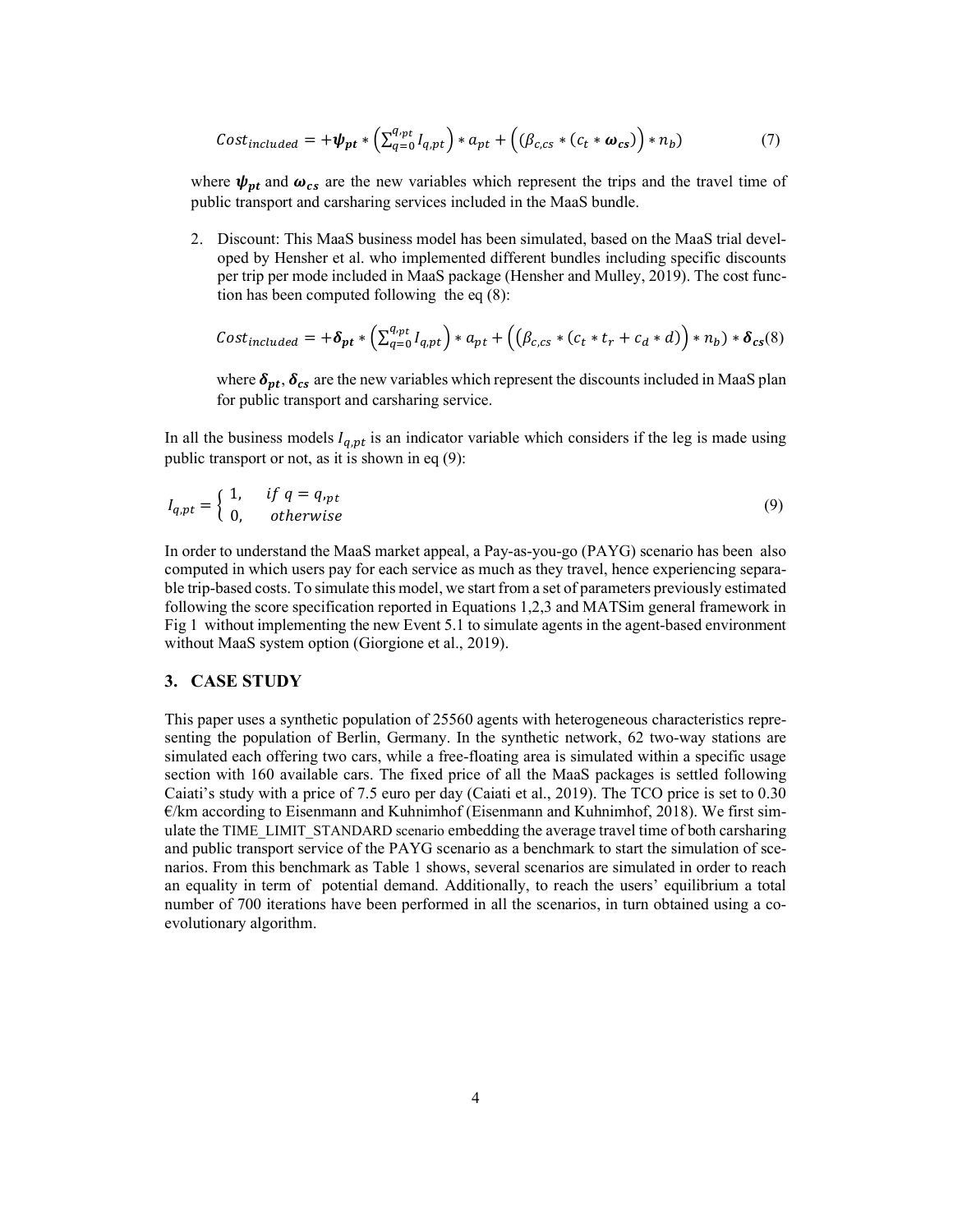$$Cost_{included} = +\boldsymbol{\psi_{pt}} * \left(\sum_{q=0}^{q_{,pt}} I_{q,pt}\right) * a_{pt} + \left((\beta_{c,cs} * (c_t * \boldsymbol{\omega_{cs}})\right) * n_b) \tag{7}$$

where $\boldsymbol{\psi_{pt}}$ and $\boldsymbol{\omega_{cs}}$ are the new variables which represent the trips and the travel time of public transport and carsharing services included in the MaaS bundle.

2. Discount: This MaaS business model has been simulated, based on the MaaS trial developed by Hensher et al. who implemented different bundles including specific discounts per trip per mode included in MaaS package (Hensher and Mulley, 2019). The cost function has been computed following the eq (8):

$$Cost_{included} = +\boldsymbol{\delta_{pt}} * \left(\sum_{q=0}^{q_{,pt}} I_{q,pt}\right) * a_{pt} + \left((\beta_{c,cs} * (c_t * t_r + c_d * d)\right) * n_b) * \boldsymbol{\delta_{cs}} \tag{8}$$

where $\boldsymbol{\delta_{pt}}, \boldsymbol{\delta_{cs}}$ are the new variables which represent the discounts included in MaaS plan for public transport and carsharing service.

In all the business models $I_{q,pt}$ is an indicator variable which considers if the leg is made using public transport or not, as it is shown in eq (9):

$$I_{q,pt} = \begin{cases} 1, & if\ q = q_{,pt} \\ 0, & otherwise \end{cases} \tag{9}$$

In order to understand the MaaS market appeal, a Pay-as-you-go (PAYG) scenario has been also computed in which users pay for each service as much as they travel, hence experiencing separable trip-based costs. To simulate this model, we start from a set of parameters previously estimated following the score specification reported in Equations 1,2,3 and MATSim general framework in Fig 1 without implementing the new Event 5.1 to simulate agents in the agent-based environment without MaaS system option (Giorgione et al., 2019).

## 3. CASE STUDY

This paper uses a synthetic population of 25560 agents with heterogeneous characteristics representing the population of Berlin, Germany. In the synthetic network, 62 two-way stations are simulated each offering two cars, while a free-floating area is simulated within a specific usage section with 160 available cars. The fixed price of all the MaaS packages is settled following Caiati's study with a price of 7.5 euro per day (Caiati et al., 2019). The TCO price is set to 0.30 €/km according to Eisenmann and Kuhnimhof (Eisenmann and Kuhnimhof, 2018). We first simulate the TIME_LIMIT_STANDARD scenario embedding the average travel time of both carsharing and public transport service of the PAYG scenario as a benchmark to start the simulation of scenarios. From this benchmark as Table 1 shows, several scenarios are simulated in order to reach an equality in term of potential demand. Additionally, to reach the users' equilibrium a total number of 700 iterations have been performed in all the scenarios, in turn obtained using a co-evolutionary algorithm.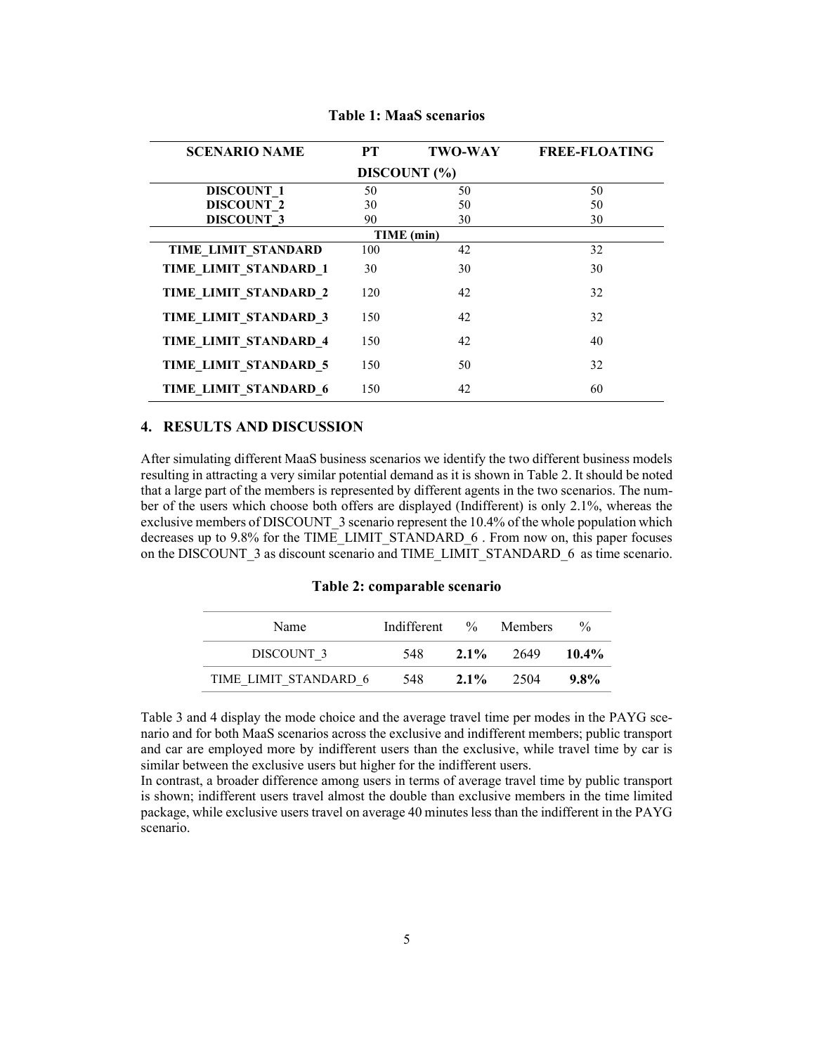**Table 1: MaaS scenarios**

| SCENARIO NAME | PT | TWO-WAY | FREE-FLOATING |
|---|---|---|---|
| | DISCOUNT (%) | | |
| DISCOUNT_1 | 50 | 50 | 50 |
| DISCOUNT_2 | 30 | 50 | 50 |
| DISCOUNT_3 | 90 | 30 | 30 |
| | TIME (min) | | |
| TIME_LIMIT_STANDARD | 100 | 42 | 32 |
| TIME_LIMIT_STANDARD_1 | 30 | 30 | 30 |
| TIME_LIMIT_STANDARD_2 | 120 | 42 | 32 |
| TIME_LIMIT_STANDARD_3 | 150 | 42 | 32 |
| TIME_LIMIT_STANDARD_4 | 150 | 42 | 40 |
| TIME_LIMIT_STANDARD_5 | 150 | 50 | 32 |
| TIME_LIMIT_STANDARD_6 | 150 | 42 | 60 |

## 4. RESULTS AND DISCUSSION

After simulating different MaaS business scenarios we identify the two different business models resulting in attracting a very similar potential demand as it is shown in Table 2. It should be noted that a large part of the members is represented by different agents in the two scenarios. The number of the users which choose both offers are displayed (Indifferent) is only 2.1%, whereas the exclusive members of DISCOUNT_3 scenario represent the 10.4% of the whole population which decreases up to 9.8% for the TIME_LIMIT_STANDARD_6 . From now on, this paper focuses on the DISCOUNT_3 as discount scenario and TIME_LIMIT_STANDARD_6 as time scenario.

**Table 2: comparable scenario**

| Name | Indifferent | % | Members | % |
|---|---|---|---|---|
| DISCOUNT_3 | 548 | **2.1%** | 2649 | **10.4%** |
| TIME_LIMIT_STANDARD_6 | 548 | **2.1%** | 2504 | **9.8%** |

Table 3 and 4 display the mode choice and the average travel time per modes in the PAYG scenario and for both MaaS scenarios across the exclusive and indifferent members; public transport and car are employed more by indifferent users than the exclusive, while travel time by car is similar between the exclusive users but higher for the indifferent users.

In contrast, a broader difference among users in terms of average travel time by public transport is shown; indifferent users travel almost the double than exclusive members in the time limited package, while exclusive users travel on average 40 minutes less than the indifferent in the PAYG scenario.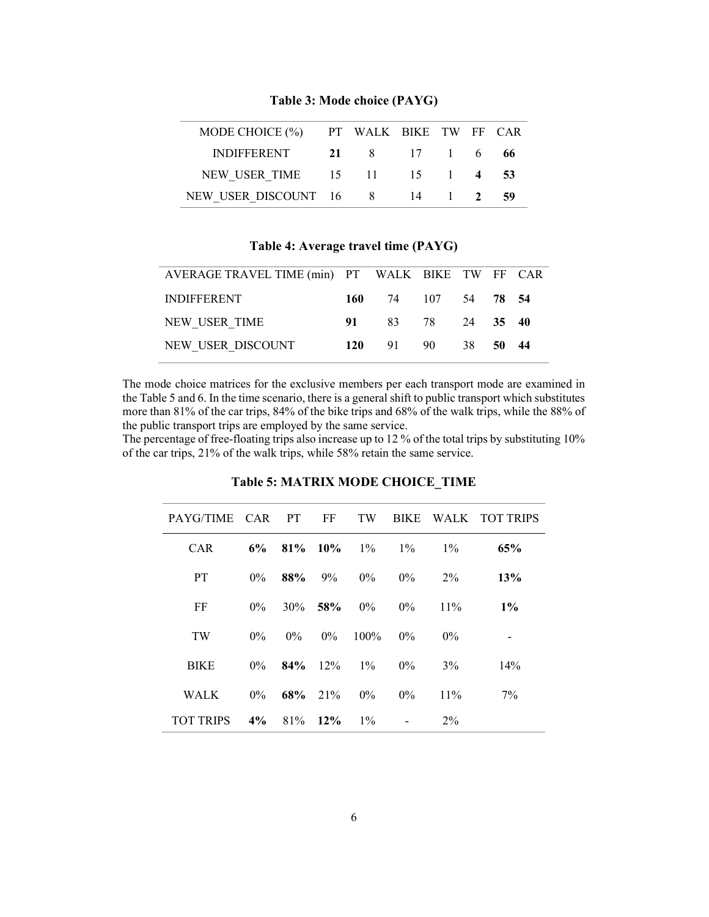**Table 3: Mode choice (PAYG)**

| MODE CHOICE (%) | PT | WALK | BIKE | TW | FF | CAR |
|---|---|---|---|---|---|---|
| INDIFFERENT | **21** | 8 | 17 | 1 | 6 | **66** |
| NEW_USER_TIME | 15 | 11 | 15 | 1 | **4** | **53** |
| NEW_USER_DISCOUNT | 16 | 8 | 14 | 1 | **2** | **59** |

**Table 4: Average travel time (PAYG)**

| AVERAGE TRAVEL TIME (min) | PT | WALK | BIKE | TW | FF | CAR |
|---|---|---|---|---|---|---|
| INDIFFERENT | **160** | 74 | 107 | 54 | **78** | **54** |
| NEW_USER_TIME | **91** | 83 | 78 | 24 | **35** | **40** |
| NEW_USER_DISCOUNT | **120** | 91 | 90 | 38 | **50** | **44** |

The mode choice matrices for the exclusive members per each transport mode are examined in the Table 5 and 6. In the time scenario, there is a general shift to public transport which substitutes more than 81% of the car trips, 84% of the bike trips and 68% of the walk trips, while the 88% of the public transport trips are employed by the same service.
The percentage of free-floating trips also increase up to 12 % of the total trips by substituting 10% of the car trips, 21% of the walk trips, while 58% retain the same service.

**Table 5: MATRIX MODE CHOICE_TIME**

| PAYG/TIME | CAR | PT | FF | TW | BIKE | WALK | TOT TRIPS |
|---|---|---|---|---|---|---|---|
| CAR | **6%** | **81%** | **10%** | 1% | 1% | 1% | **65%** |
| PT | 0% | **88%** | 9% | 0% | 0% | 2% | **13%** |
| FF | 0% | 30% | **58%** | 0% | 0% | 11% | **1%** |
| TW | 0% | 0% | 0% | 100% | 0% | 0% | - |
| BIKE | 0% | **84%** | 12% | 1% | 0% | 3% | 14% |
| WALK | 0% | **68%** | 21% | 0% | 0% | 11% | 7% |
| TOT TRIPS | **4%** | 81% | **12%** | 1% | - | 2% | |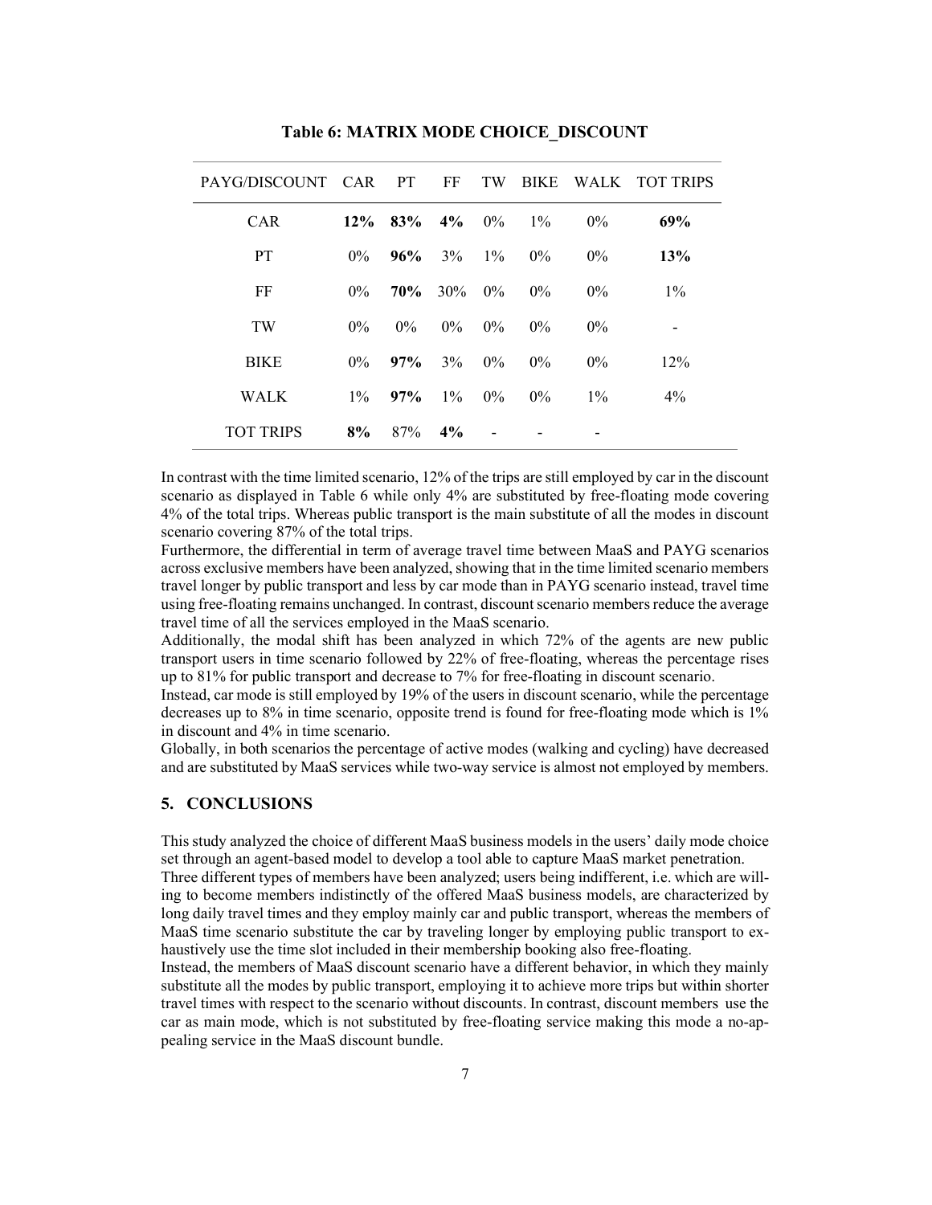**Table 6: MATRIX MODE CHOICE_DISCOUNT**

| PAYG/DISCOUNT | CAR | PT | FF | TW | BIKE | WALK | TOT TRIPS |
|---|---|---|---|---|---|---|---|
| CAR | **12%** | **83%** | **4%** | 0% | 1% | 0% | **69%** |
| PT | 0% | **96%** | 3% | 1% | 0% | 0% | **13%** |
| FF | 0% | **70%** | 30% | 0% | 0% | 0% | 1% |
| TW | 0% | 0% | 0% | 0% | 0% | 0% | - |
| BIKE | 0% | **97%** | 3% | 0% | 0% | 0% | 12% |
| WALK | 1% | **97%** | 1% | 0% | 0% | 1% | 4% |
| TOT TRIPS | **8%** | 87% | **4%** | - | - | - | |

In contrast with the time limited scenario, 12% of the trips are still employed by car in the discount scenario as displayed in Table 6 while only 4% are substituted by free-floating mode covering 4% of the total trips. Whereas public transport is the main substitute of all the modes in discount scenario covering 87% of the total trips.

Furthermore, the differential in term of average travel time between MaaS and PAYG scenarios across exclusive members have been analyzed, showing that in the time limited scenario members travel longer by public transport and less by car mode than in PAYG scenario instead, travel time using free-floating remains unchanged. In contrast, discount scenario members reduce the average travel time of all the services employed in the MaaS scenario.

Additionally, the modal shift has been analyzed in which 72% of the agents are new public transport users in time scenario followed by 22% of free-floating, whereas the percentage rises up to 81% for public transport and decrease to 7% for free-floating in discount scenario.

Instead, car mode is still employed by 19% of the users in discount scenario, while the percentage decreases up to 8% in time scenario, opposite trend is found for free-floating mode which is 1% in discount and 4% in time scenario.

Globally, in both scenarios the percentage of active modes (walking and cycling) have decreased and are substituted by MaaS services while two-way service is almost not employed by members.

## 5. CONCLUSIONS

This study analyzed the choice of different MaaS business models in the users' daily mode choice set through an agent-based model to develop a tool able to capture MaaS market penetration.

Three different types of members have been analyzed; users being indifferent, i.e. which are willing to become members indistinctly of the offered MaaS business models, are characterized by long daily travel times and they employ mainly car and public transport, whereas the members of MaaS time scenario substitute the car by traveling longer by employing public transport to exhaustively use the time slot included in their membership booking also free-floating.

Instead, the members of MaaS discount scenario have a different behavior, in which they mainly substitute all the modes by public transport, employing it to achieve more trips but within shorter travel times with respect to the scenario without discounts. In contrast, discount members use the car as main mode, which is not substituted by free-floating service making this mode a no-appealing service in the MaaS discount bundle.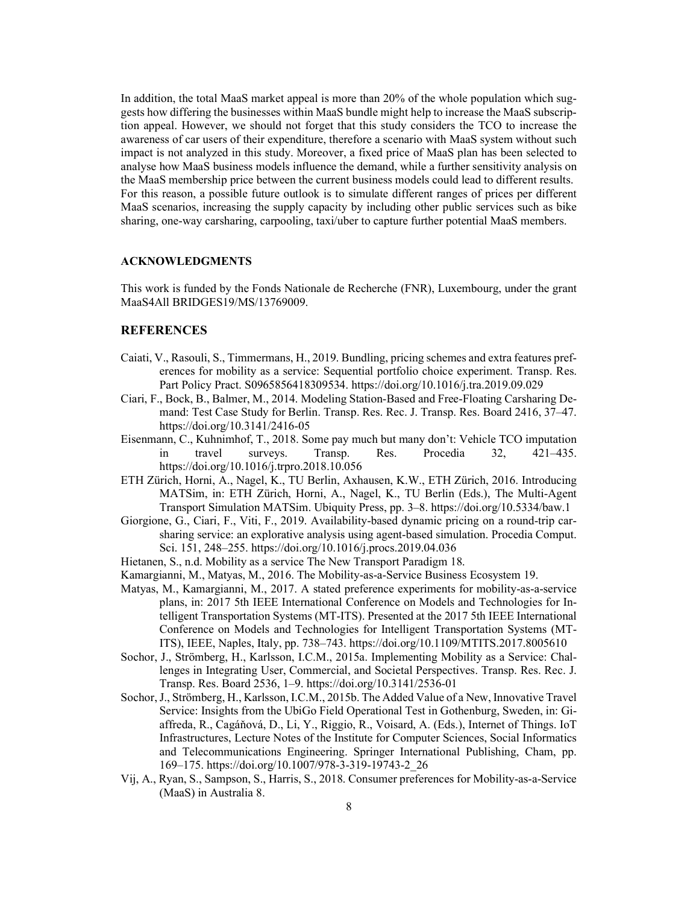In addition, the total MaaS market appeal is more than 20% of the whole population which suggests how differing the businesses within MaaS bundle might help to increase the MaaS subscription appeal. However, we should not forget that this study considers the TCO to increase the awareness of car users of their expenditure, therefore a scenario with MaaS system without such impact is not analyzed in this study. Moreover, a fixed price of MaaS plan has been selected to analyse how MaaS business models influence the demand, while a further sensitivity analysis on the MaaS membership price between the current business models could lead to different results. For this reason, a possible future outlook is to simulate different ranges of prices per different MaaS scenarios, increasing the supply capacity by including other public services such as bike sharing, one-way carsharing, carpooling, taxi/uber to capture further potential MaaS members.

## ACKNOWLEDGMENTS

This work is funded by the Fonds Nationale de Recherche (FNR), Luxembourg, under the grant MaaS4All BRIDGES19/MS/13769009.

## REFERENCES

- Caiati, V., Rasouli, S., Timmermans, H., 2019. Bundling, pricing schemes and extra features preferences for mobility as a service: Sequential portfolio choice experiment. Transp. Res. Part Policy Pract. S0965856418309534. https://doi.org/10.1016/j.tra.2019.09.029
- Ciari, F., Bock, B., Balmer, M., 2014. Modeling Station-Based and Free-Floating Carsharing Demand: Test Case Study for Berlin. Transp. Res. Rec. J. Transp. Res. Board 2416, 37–47. https://doi.org/10.3141/2416-05
- Eisenmann, C., Kuhnimhof, T., 2018. Some pay much but many don't: Vehicle TCO imputation in travel surveys. Transp. Res. Procedia 32, 421–435. https://doi.org/10.1016/j.trpro.2018.10.056
- ETH Zürich, Horni, A., Nagel, K., TU Berlin, Axhausen, K.W., ETH Zürich, 2016. Introducing MATSim, in: ETH Zürich, Horni, A., Nagel, K., TU Berlin (Eds.), The Multi-Agent Transport Simulation MATSim. Ubiquity Press, pp. 3–8. https://doi.org/10.5334/baw.1
- Giorgione, G., Ciari, F., Viti, F., 2019. Availability-based dynamic pricing on a round-trip carsharing service: an explorative analysis using agent-based simulation. Procedia Comput. Sci. 151, 248–255. https://doi.org/10.1016/j.procs.2019.04.036
- Hietanen, S., n.d. Mobility as a service The New Transport Paradigm 18.
- Kamargianni, M., Matyas, M., 2016. The Mobility-as-a-Service Business Ecosystem 19.
- Matyas, M., Kamargianni, M., 2017. A stated preference experiments for mobility-as-a-service plans, in: 2017 5th IEEE International Conference on Models and Technologies for Intelligent Transportation Systems (MT-ITS). Presented at the 2017 5th IEEE International Conference on Models and Technologies for Intelligent Transportation Systems (MT-ITS), IEEE, Naples, Italy, pp. 738–743. https://doi.org/10.1109/MTITS.2017.8005610
- Sochor, J., Strömberg, H., Karlsson, I.C.M., 2015a. Implementing Mobility as a Service: Challenges in Integrating User, Commercial, and Societal Perspectives. Transp. Res. Rec. J. Transp. Res. Board 2536, 1–9. https://doi.org/10.3141/2536-01
- Sochor, J., Strömberg, H., Karlsson, I.C.M., 2015b. The Added Value of a New, Innovative Travel Service: Insights from the UbiGo Field Operational Test in Gothenburg, Sweden, in: Giaffreda, R., Cagáňová, D., Li, Y., Riggio, R., Voisard, A. (Eds.), Internet of Things. IoT Infrastructures, Lecture Notes of the Institute for Computer Sciences, Social Informatics and Telecommunications Engineering. Springer International Publishing, Cham, pp. 169–175. https://doi.org/10.1007/978-3-319-19743-2_26
- Vij, A., Ryan, S., Sampson, S., Harris, S., 2018. Consumer preferences for Mobility-as-a-Service (MaaS) in Australia 8.